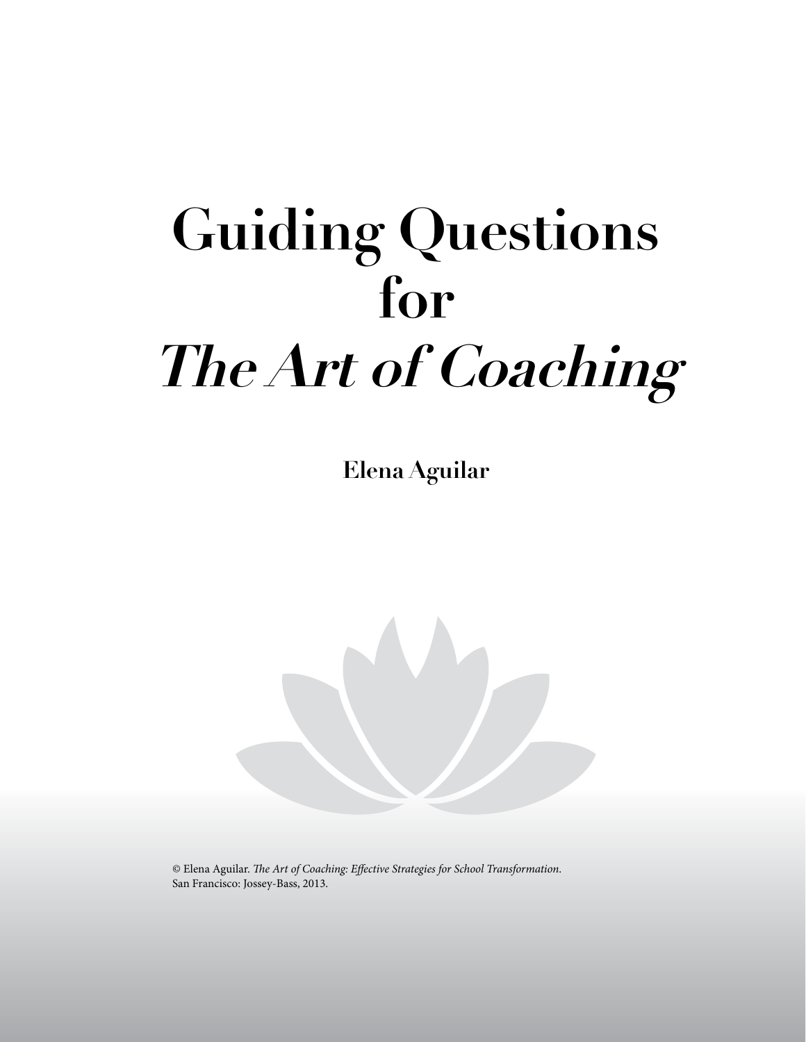# Guiding Questions for *The Art of Coaching*

**Elena Aguilar**

© Elena Aguilar. *The Art of Coaching: Effective Strategies for School Transformation*. San Francisco: Jossey-Bass, 2013.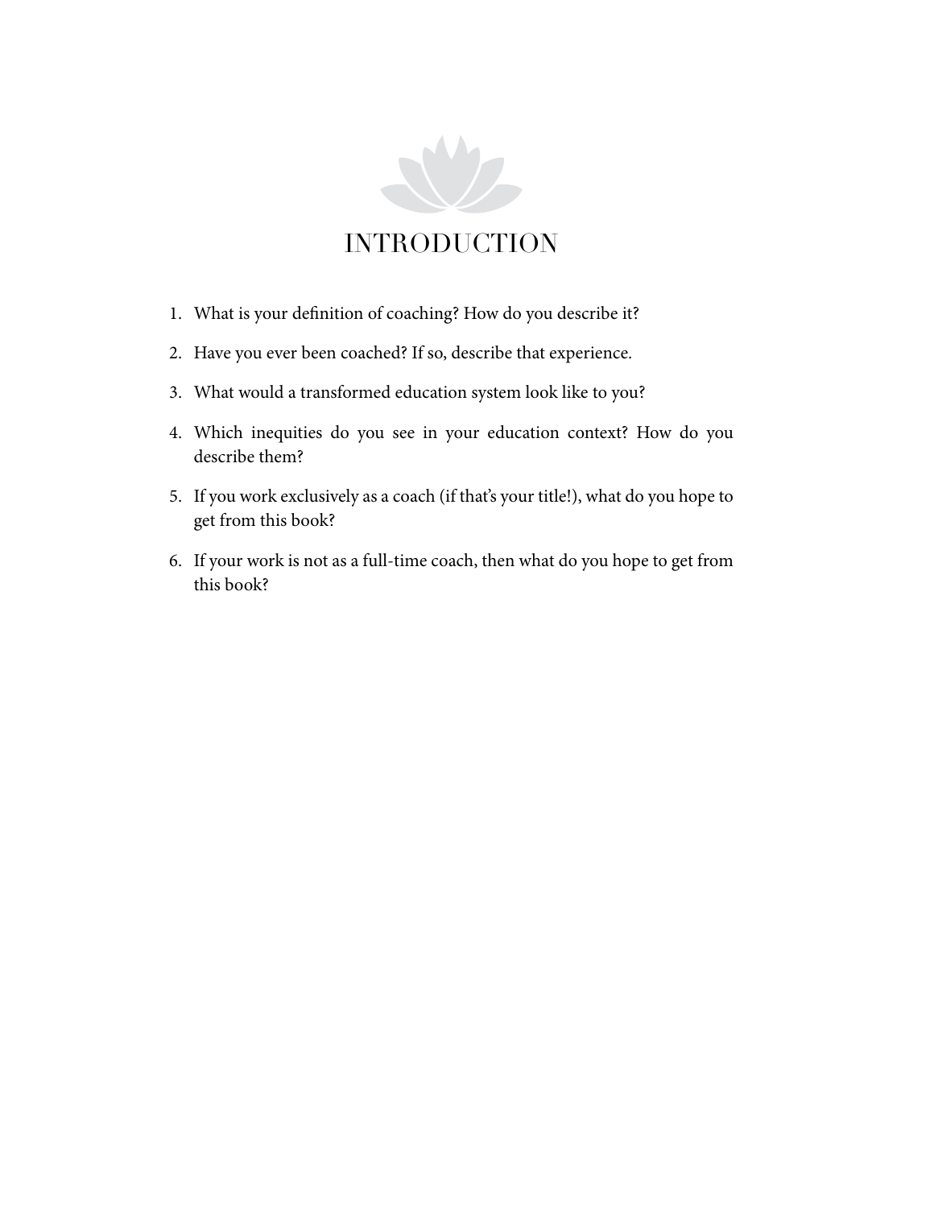# INTRODUCTION

1. What is your definition of coaching? How do you describe it?
2. Have you ever been coached? If so, describe that experience.
3. What would a transformed education system look like to you?
4. Which inequities do you see in your education context? How do you describe them?
5. If you work exclusively as a coach (if that's your title!), what do you hope to get from this book?
6. If your work is not as a full-time coach, then what do you hope to get from this book?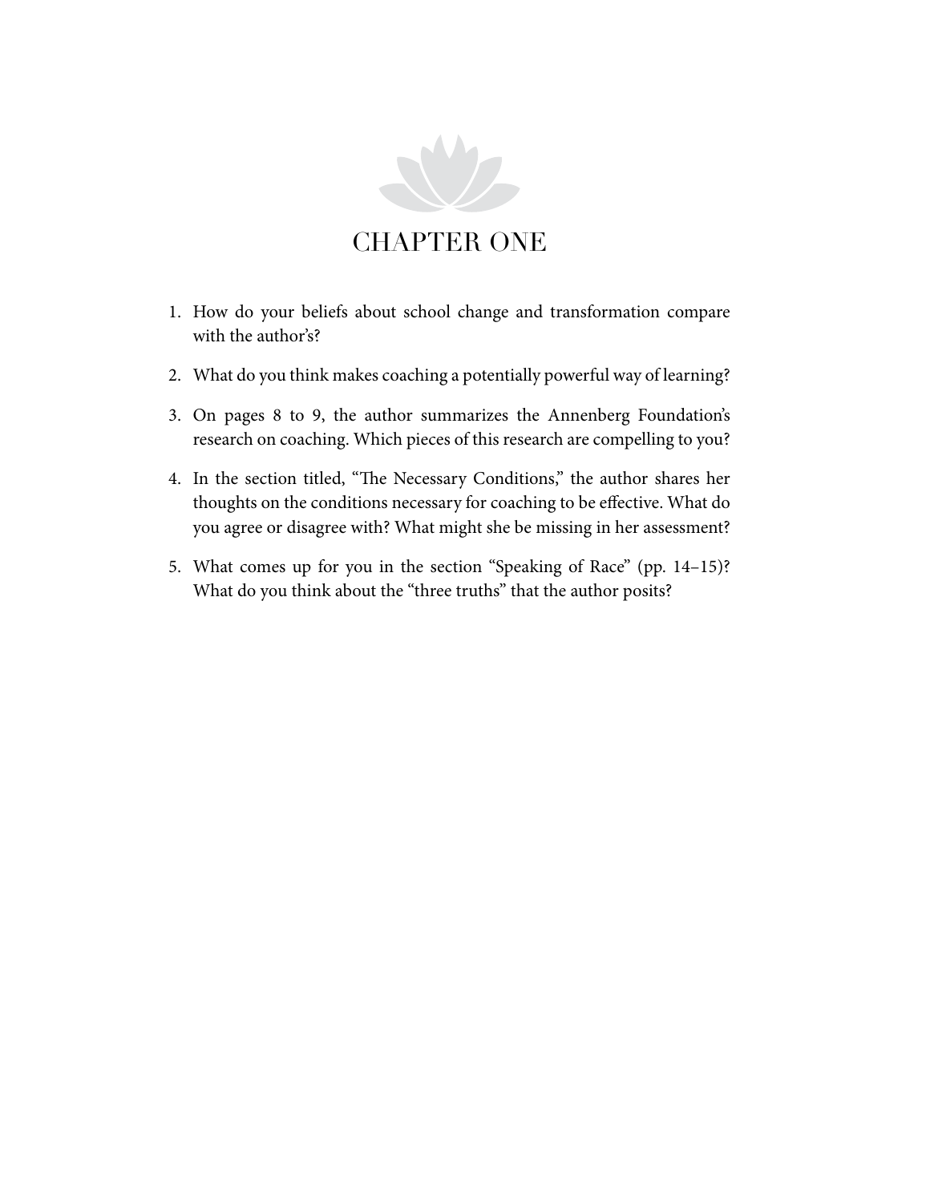# CHAPTER ONE

1. How do your beliefs about school change and transformation compare with the author's?
2. What do you think makes coaching a potentially powerful way of learning?
3. On pages 8 to 9, the author summarizes the Annenberg Foundation's research on coaching. Which pieces of this research are compelling to you?
4. In the section titled, "The Necessary Conditions," the author shares her thoughts on the conditions necessary for coaching to be effective. What do you agree or disagree with? What might she be missing in her assessment?
5. What comes up for you in the section "Speaking of Race" (pp. 14–15)? What do you think about the "three truths" that the author posits?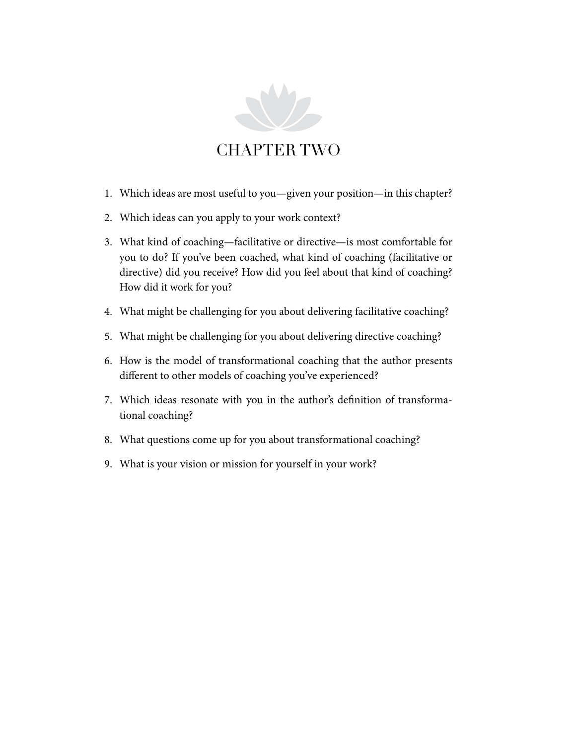# CHAPTER TWO

1. Which ideas are most useful to you—given your position—in this chapter?
2. Which ideas can you apply to your work context?
3. What kind of coaching—facilitative or directive—is most comfortable for you to do? If you've been coached, what kind of coaching (facilitative or directive) did you receive? How did you feel about that kind of coaching? How did it work for you?
4. What might be challenging for you about delivering facilitative coaching?
5. What might be challenging for you about delivering directive coaching?
6. How is the model of transformational coaching that the author presents different to other models of coaching you've experienced?
7. Which ideas resonate with you in the author's definition of transformational coaching?
8. What questions come up for you about transformational coaching?
9. What is your vision or mission for yourself in your work?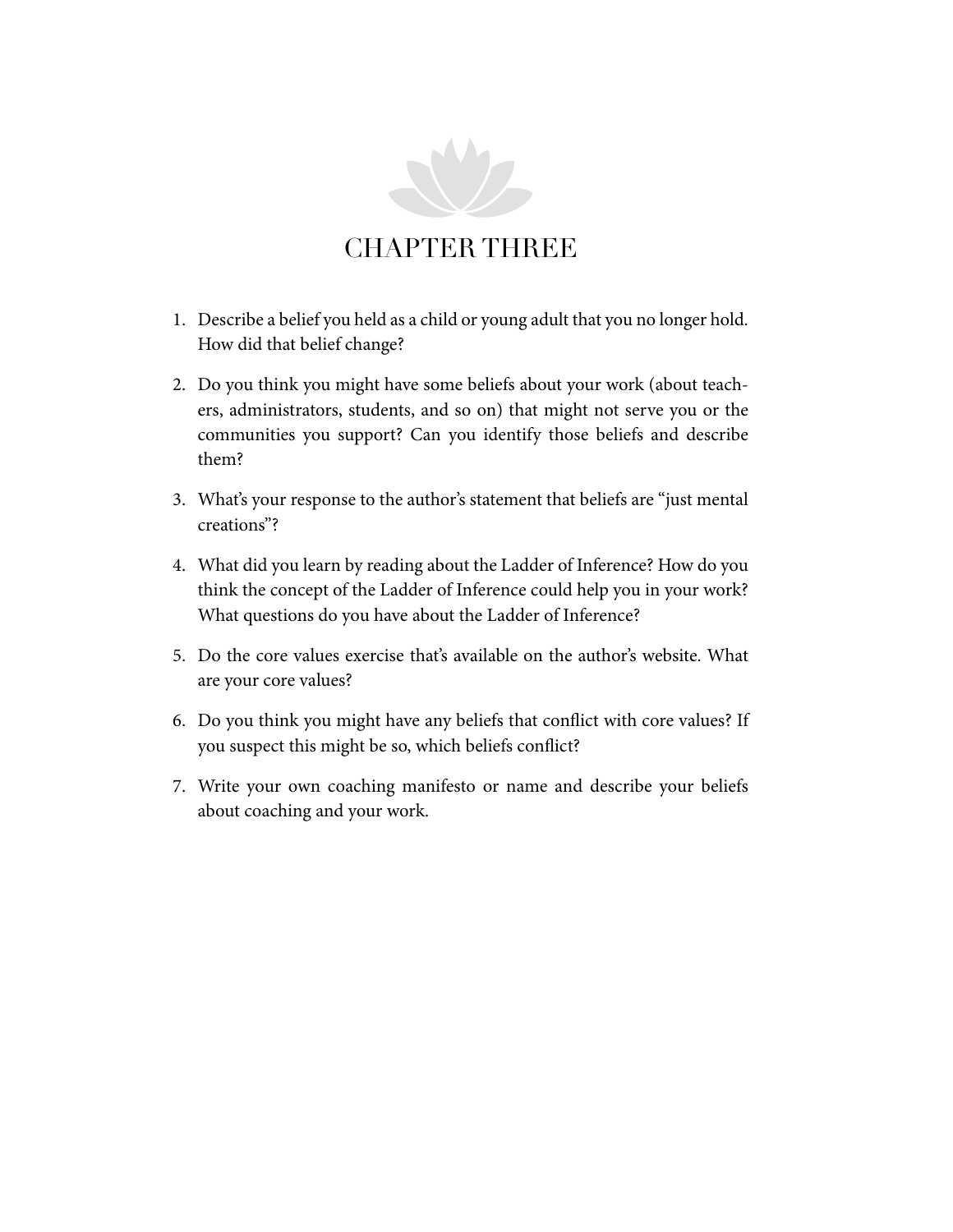# CHAPTER THREE

1. Describe a belief you held as a child or young adult that you no longer hold. How did that belief change?

2. Do you think you might have some beliefs about your work (about teachers, administrators, students, and so on) that might not serve you or the communities you support? Can you identify those beliefs and describe them?

3. What's your response to the author's statement that beliefs are "just mental creations"?

4. What did you learn by reading about the Ladder of Inference? How do you think the concept of the Ladder of Inference could help you in your work? What questions do you have about the Ladder of Inference?

5. Do the core values exercise that's available on the author's website. What are your core values?

6. Do you think you might have any beliefs that conflict with core values? If you suspect this might be so, which beliefs conflict?

7. Write your own coaching manifesto or name and describe your beliefs about coaching and your work.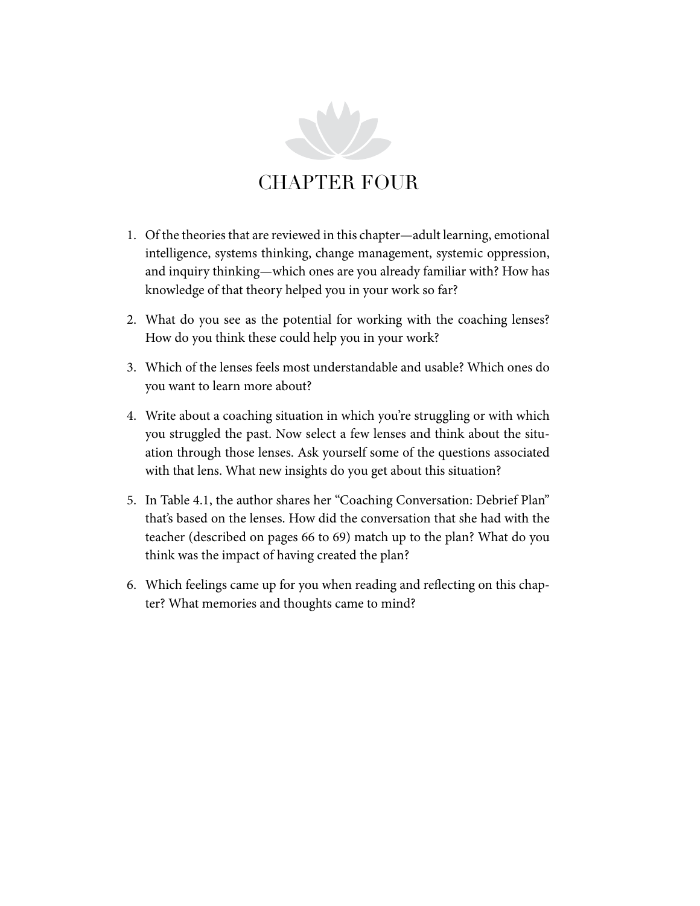# CHAPTER FOUR

1. Of the theories that are reviewed in this chapter—adult learning, emotional intelligence, systems thinking, change management, systemic oppression, and inquiry thinking—which ones are you already familiar with? How has knowledge of that theory helped you in your work so far?

2. What do you see as the potential for working with the coaching lenses? How do you think these could help you in your work?

3. Which of the lenses feels most understandable and usable? Which ones do you want to learn more about?

4. Write about a coaching situation in which you're struggling or with which you struggled the past. Now select a few lenses and think about the situation through those lenses. Ask yourself some of the questions associated with that lens. What new insights do you get about this situation?

5. In Table 4.1, the author shares her "Coaching Conversation: Debrief Plan" that's based on the lenses. How did the conversation that she had with the teacher (described on pages 66 to 69) match up to the plan? What do you think was the impact of having created the plan?

6. Which feelings came up for you when reading and reflecting on this chapter? What memories and thoughts came to mind?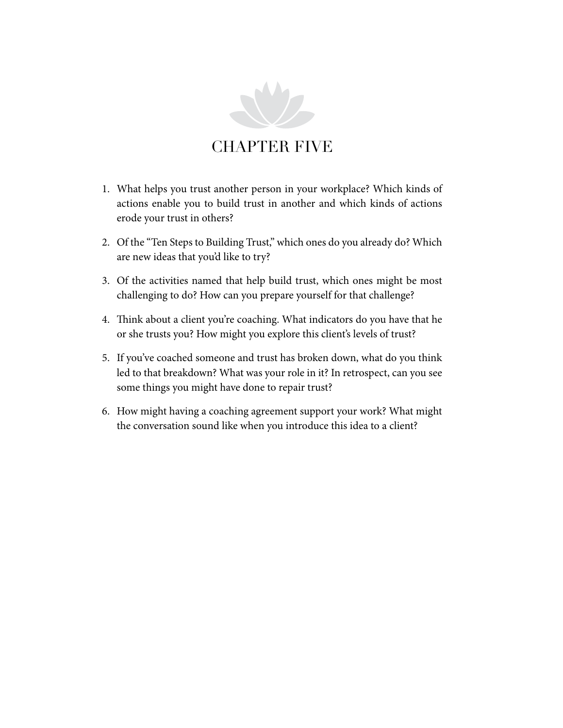# CHAPTER FIVE

1. What helps you trust another person in your workplace? Which kinds of actions enable you to build trust in another and which kinds of actions erode your trust in others?

2. Of the "Ten Steps to Building Trust," which ones do you already do? Which are new ideas that you'd like to try?

3. Of the activities named that help build trust, which ones might be most challenging to do? How can you prepare yourself for that challenge?

4. Think about a client you're coaching. What indicators do you have that he or she trusts you? How might you explore this client's levels of trust?

5. If you've coached someone and trust has broken down, what do you think led to that breakdown? What was your role in it? In retrospect, can you see some things you might have done to repair trust?

6. How might having a coaching agreement support your work? What might the conversation sound like when you introduce this idea to a client?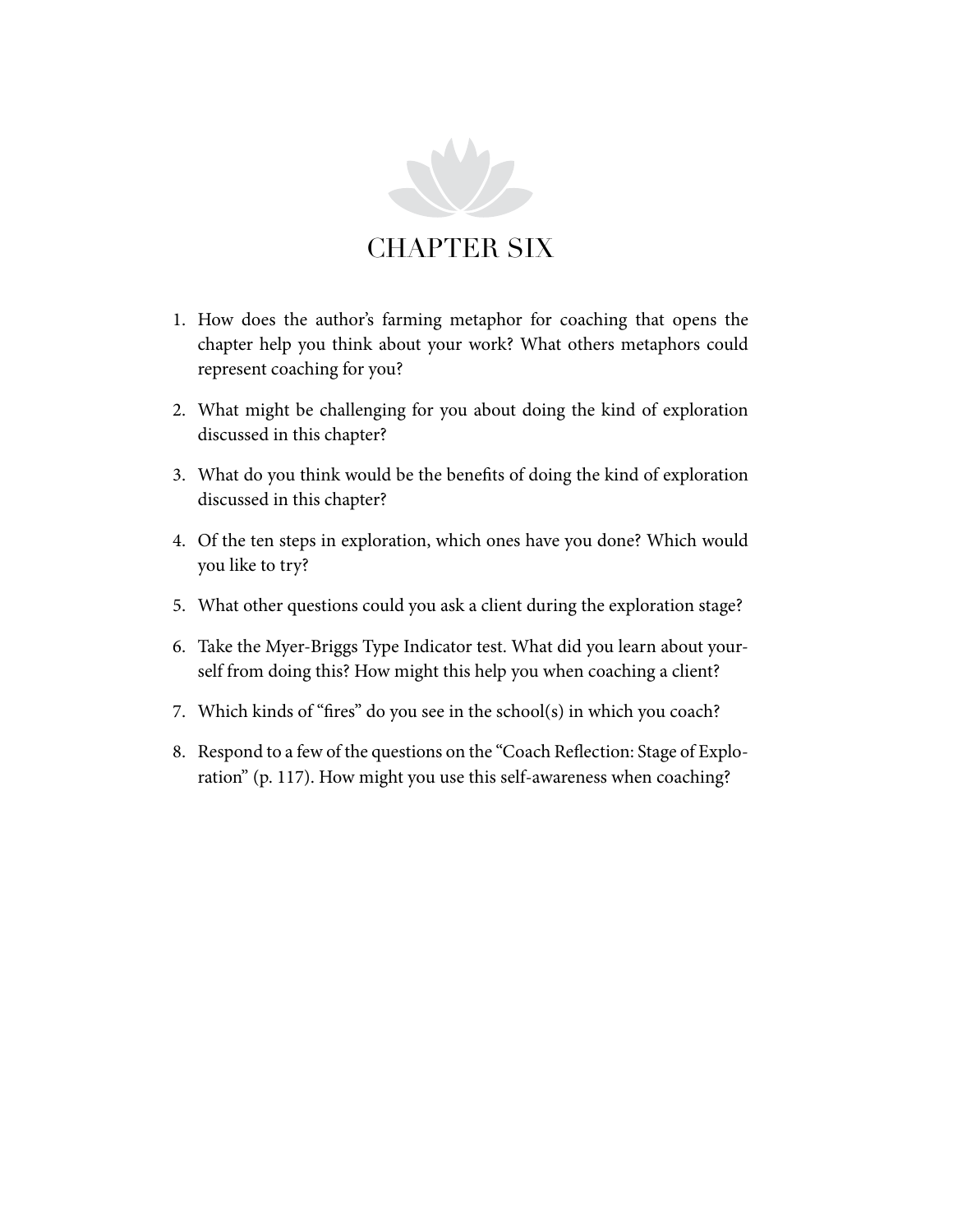# CHAPTER SIX

1. How does the author's farming metaphor for coaching that opens the chapter help you think about your work? What others metaphors could represent coaching for you?

2. What might be challenging for you about doing the kind of exploration discussed in this chapter?

3. What do you think would be the benefits of doing the kind of exploration discussed in this chapter?

4. Of the ten steps in exploration, which ones have you done? Which would you like to try?

5. What other questions could you ask a client during the exploration stage?

6. Take the Myer-Briggs Type Indicator test. What did you learn about yourself from doing this? How might this help you when coaching a client?

7. Which kinds of "fires" do you see in the school(s) in which you coach?

8. Respond to a few of the questions on the "Coach Reflection: Stage of Exploration" (p. 117). How might you use this self-awareness when coaching?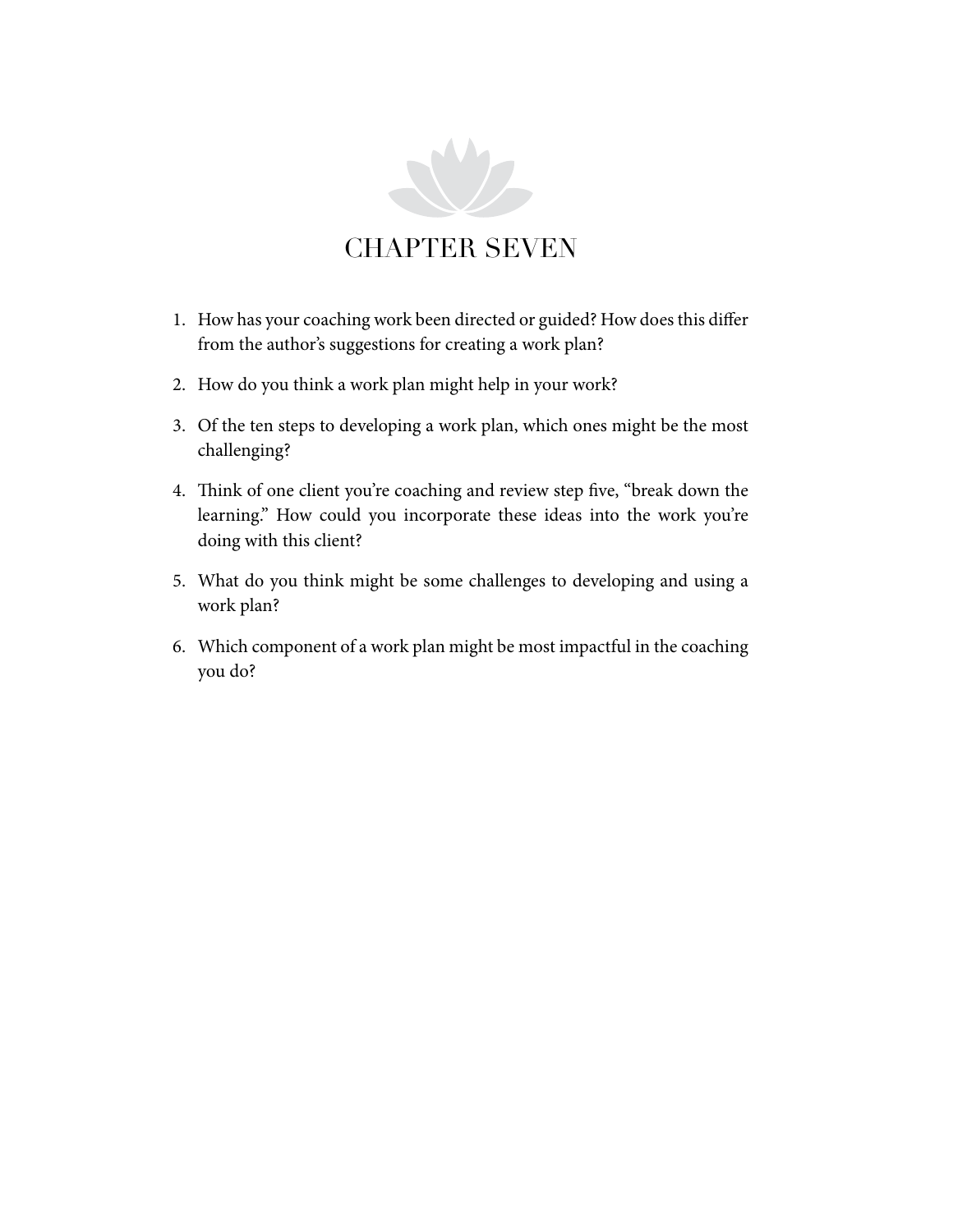# CHAPTER SEVEN

1. How has your coaching work been directed or guided? How does this differ from the author's suggestions for creating a work plan?
2. How do you think a work plan might help in your work?
3. Of the ten steps to developing a work plan, which ones might be the most challenging?
4. Think of one client you're coaching and review step five, "break down the learning." How could you incorporate these ideas into the work you're doing with this client?
5. What do you think might be some challenges to developing and using a work plan?
6. Which component of a work plan might be most impactful in the coaching you do?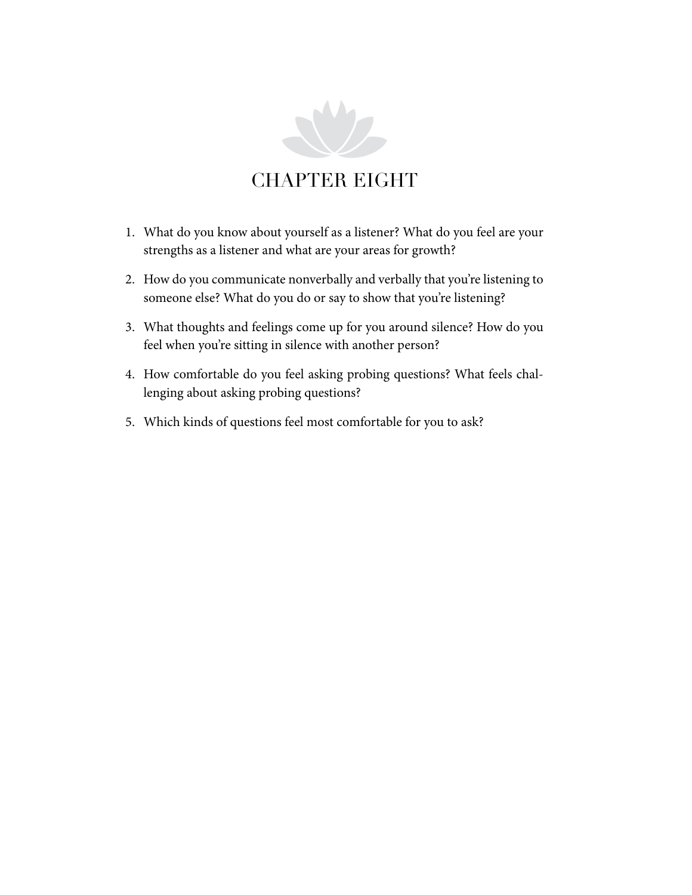# CHAPTER EIGHT

1. What do you know about yourself as a listener? What do you feel are your strengths as a listener and what are your areas for growth?
2. How do you communicate nonverbally and verbally that you're listening to someone else? What do you do or say to show that you're listening?
3. What thoughts and feelings come up for you around silence? How do you feel when you're sitting in silence with another person?
4. How comfortable do you feel asking probing questions? What feels challenging about asking probing questions?
5. Which kinds of questions feel most comfortable for you to ask?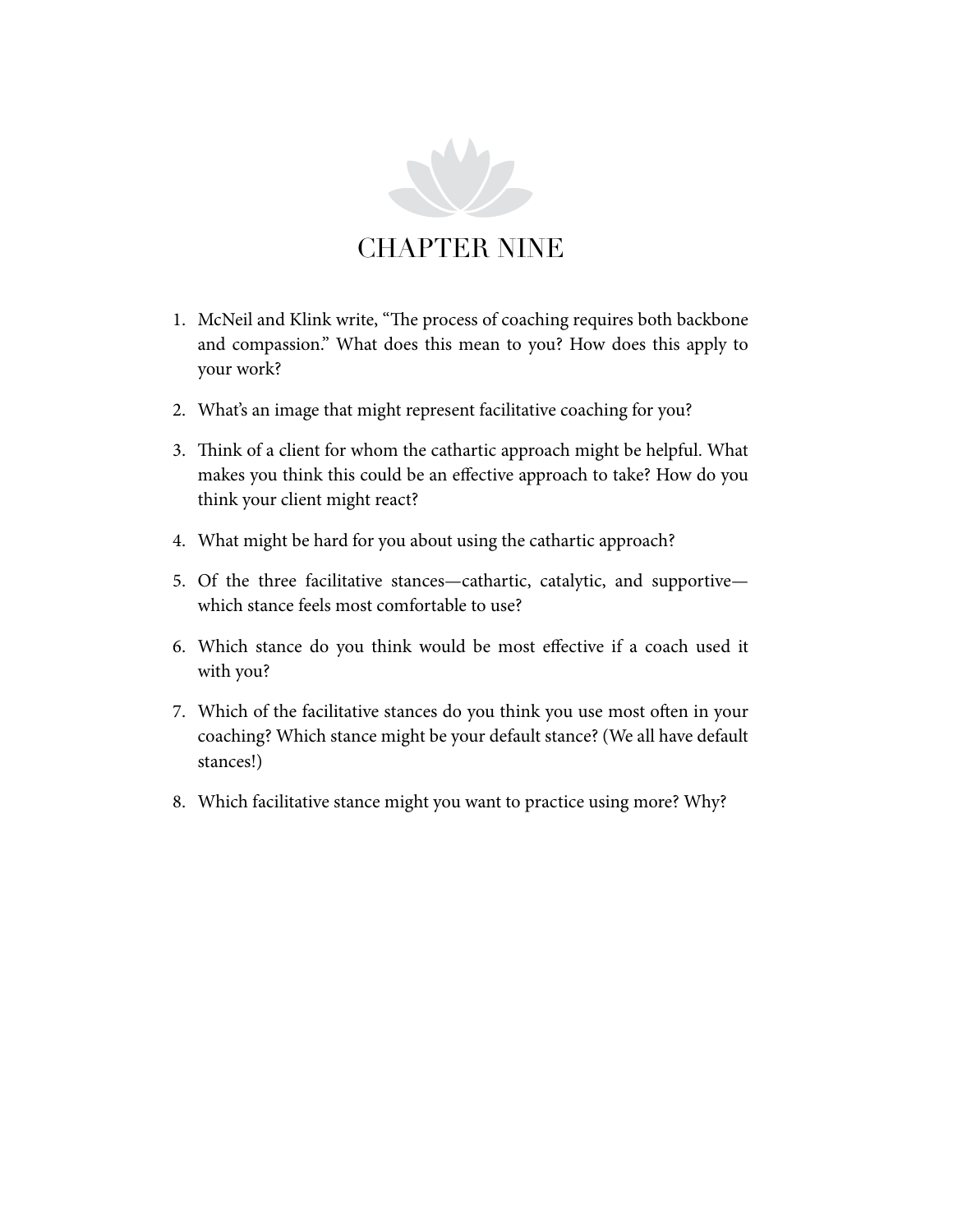# CHAPTER NINE

1. McNeil and Klink write, "The process of coaching requires both backbone and compassion." What does this mean to you? How does this apply to your work?

2. What's an image that might represent facilitative coaching for you?

3. Think of a client for whom the cathartic approach might be helpful. What makes you think this could be an effective approach to take? How do you think your client might react?

4. What might be hard for you about using the cathartic approach?

5. Of the three facilitative stances—cathartic, catalytic, and supportive—which stance feels most comfortable to use?

6. Which stance do you think would be most effective if a coach used it with you?

7. Which of the facilitative stances do you think you use most often in your coaching? Which stance might be your default stance? (We all have default stances!)

8. Which facilitative stance might you want to practice using more? Why?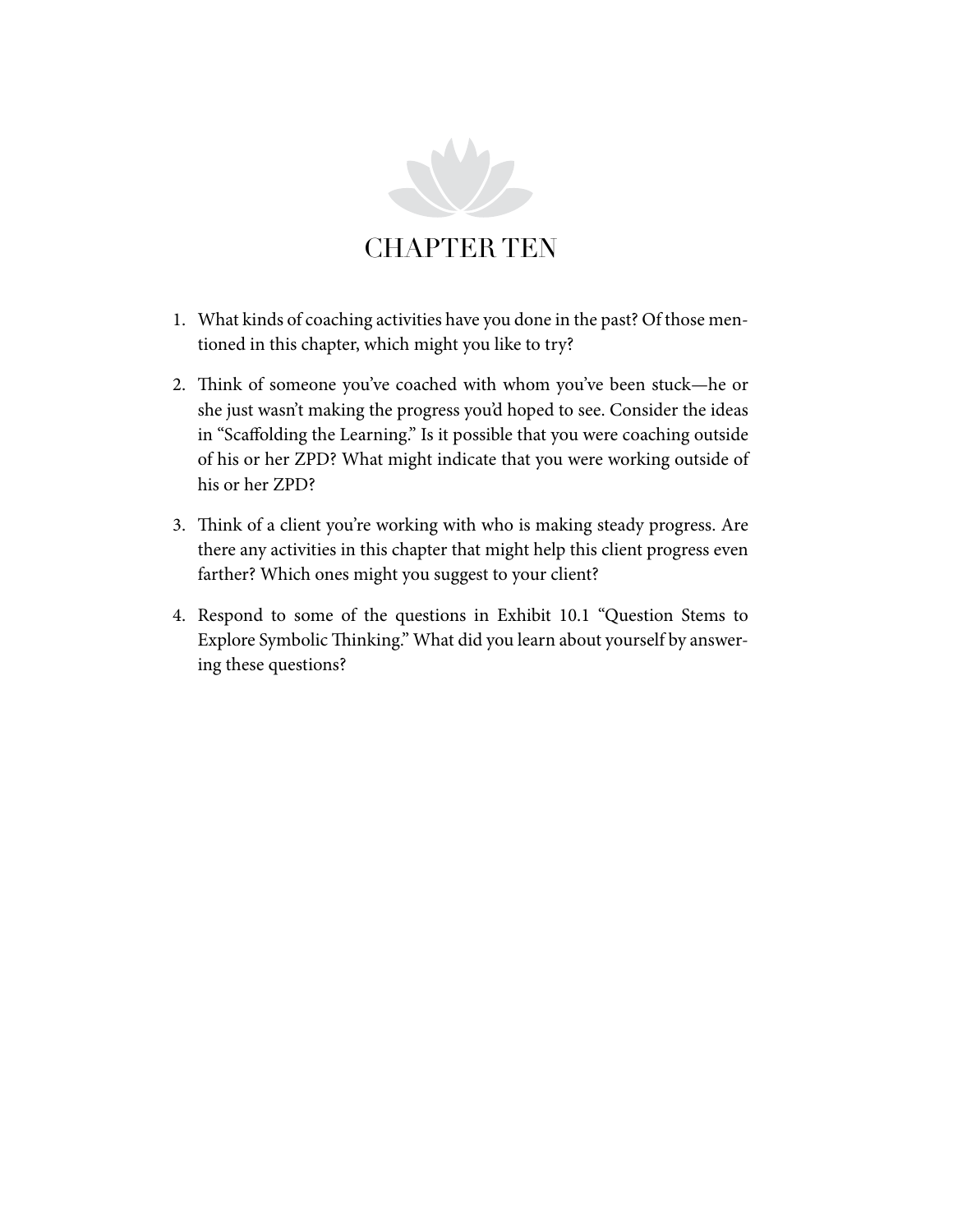# CHAPTER TEN

1. What kinds of coaching activities have you done in the past? Of those mentioned in this chapter, which might you like to try?

2. Think of someone you've coached with whom you've been stuck—he or she just wasn't making the progress you'd hoped to see. Consider the ideas in "Scaffolding the Learning." Is it possible that you were coaching outside of his or her ZPD? What might indicate that you were working outside of his or her ZPD?

3. Think of a client you're working with who is making steady progress. Are there any activities in this chapter that might help this client progress even farther? Which ones might you suggest to your client?

4. Respond to some of the questions in Exhibit 10.1 "Question Stems to Explore Symbolic Thinking." What did you learn about yourself by answering these questions?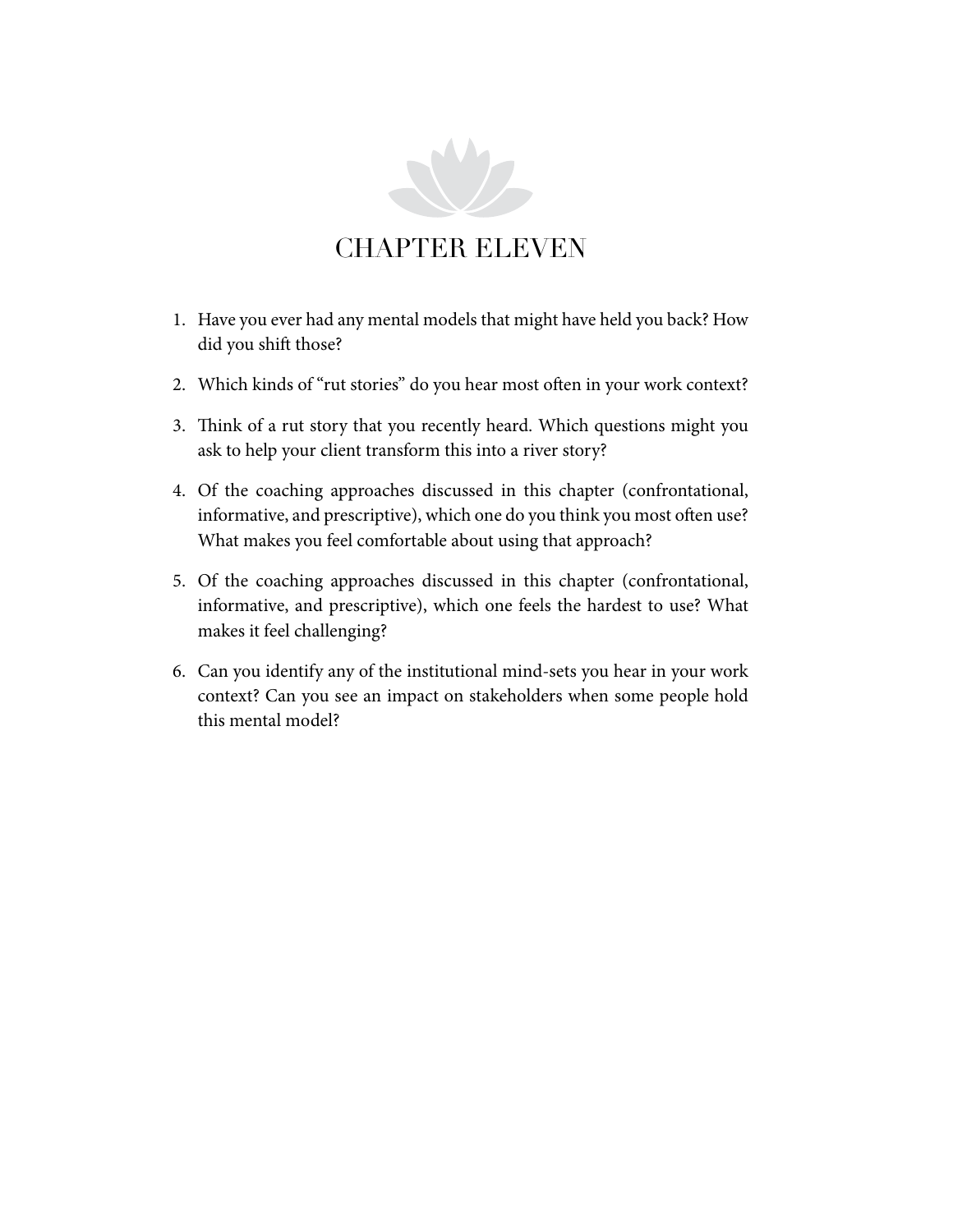# CHAPTER ELEVEN

1. Have you ever had any mental models that might have held you back? How did you shift those?
2. Which kinds of "rut stories" do you hear most often in your work context?
3. Think of a rut story that you recently heard. Which questions might you ask to help your client transform this into a river story?
4. Of the coaching approaches discussed in this chapter (confrontational, informative, and prescriptive), which one do you think you most often use? What makes you feel comfortable about using that approach?
5. Of the coaching approaches discussed in this chapter (confrontational, informative, and prescriptive), which one feels the hardest to use? What makes it feel challenging?
6. Can you identify any of the institutional mind-sets you hear in your work context? Can you see an impact on stakeholders when some people hold this mental model?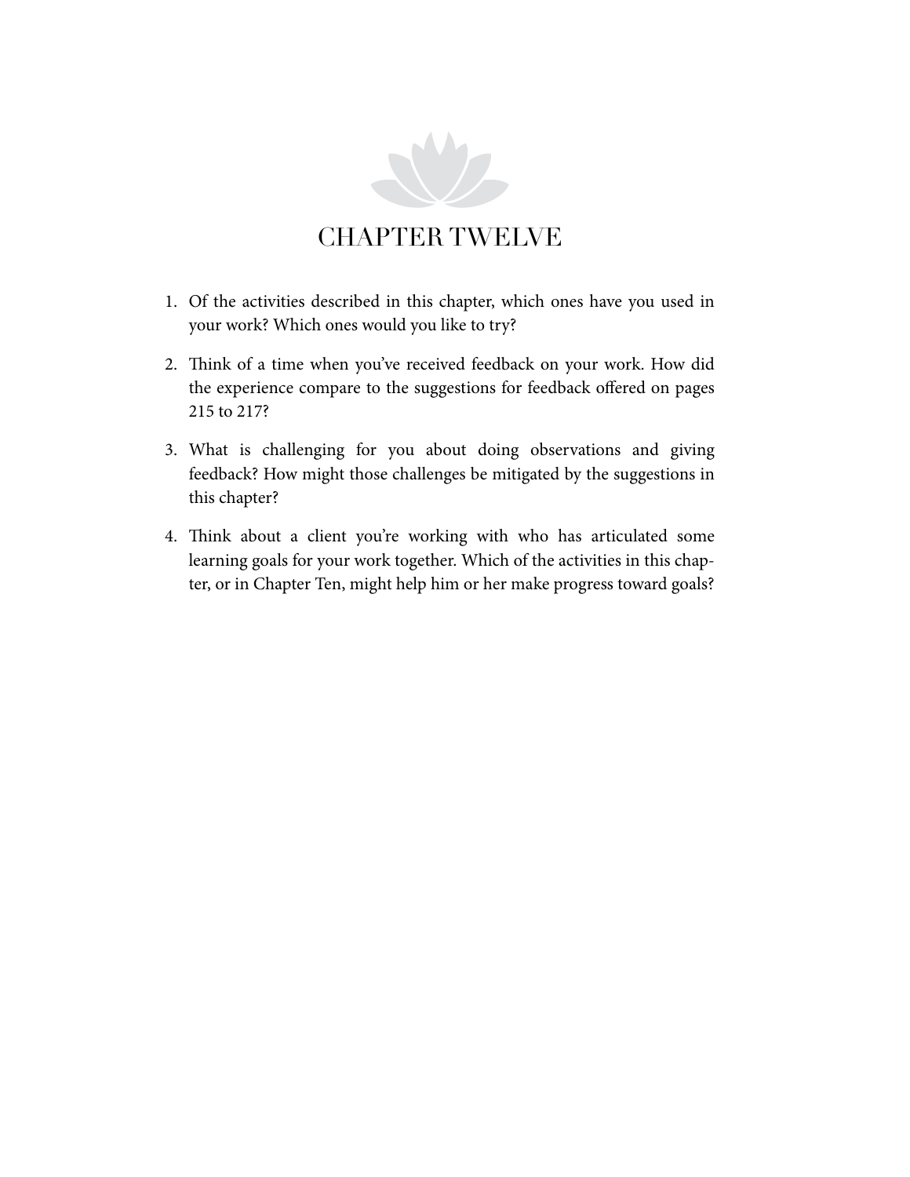# CHAPTER TWELVE

1. Of the activities described in this chapter, which ones have you used in your work? Which ones would you like to try?
2. Think of a time when you've received feedback on your work. How did the experience compare to the suggestions for feedback offered on pages 215 to 217?
3. What is challenging for you about doing observations and giving feedback? How might those challenges be mitigated by the suggestions in this chapter?
4. Think about a client you're working with who has articulated some learning goals for your work together. Which of the activities in this chapter, or in Chapter Ten, might help him or her make progress toward goals?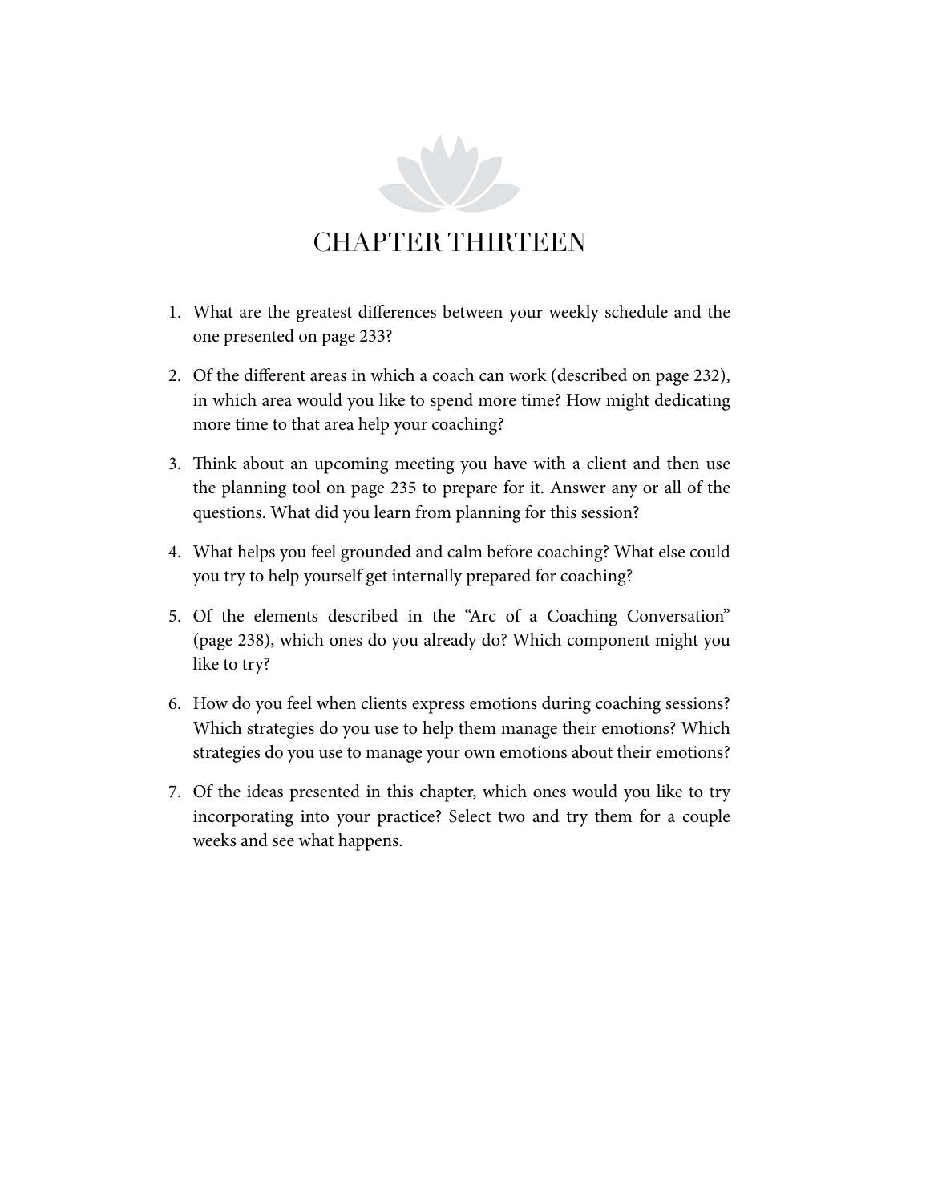# CHAPTER THIRTEEN

1. What are the greatest differences between your weekly schedule and the one presented on page 233?
2. Of the different areas in which a coach can work (described on page 232), in which area would you like to spend more time? How might dedicating more time to that area help your coaching?
3. Think about an upcoming meeting you have with a client and then use the planning tool on page 235 to prepare for it. Answer any or all of the questions. What did you learn from planning for this session?
4. What helps you feel grounded and calm before coaching? What else could you try to help yourself get internally prepared for coaching?
5. Of the elements described in the "Arc of a Coaching Conversation" (page 238), which ones do you already do? Which component might you like to try?
6. How do you feel when clients express emotions during coaching sessions? Which strategies do you use to help them manage their emotions? Which strategies do you use to manage your own emotions about their emotions?
7. Of the ideas presented in this chapter, which ones would you like to try incorporating into your practice? Select two and try them for a couple weeks and see what happens.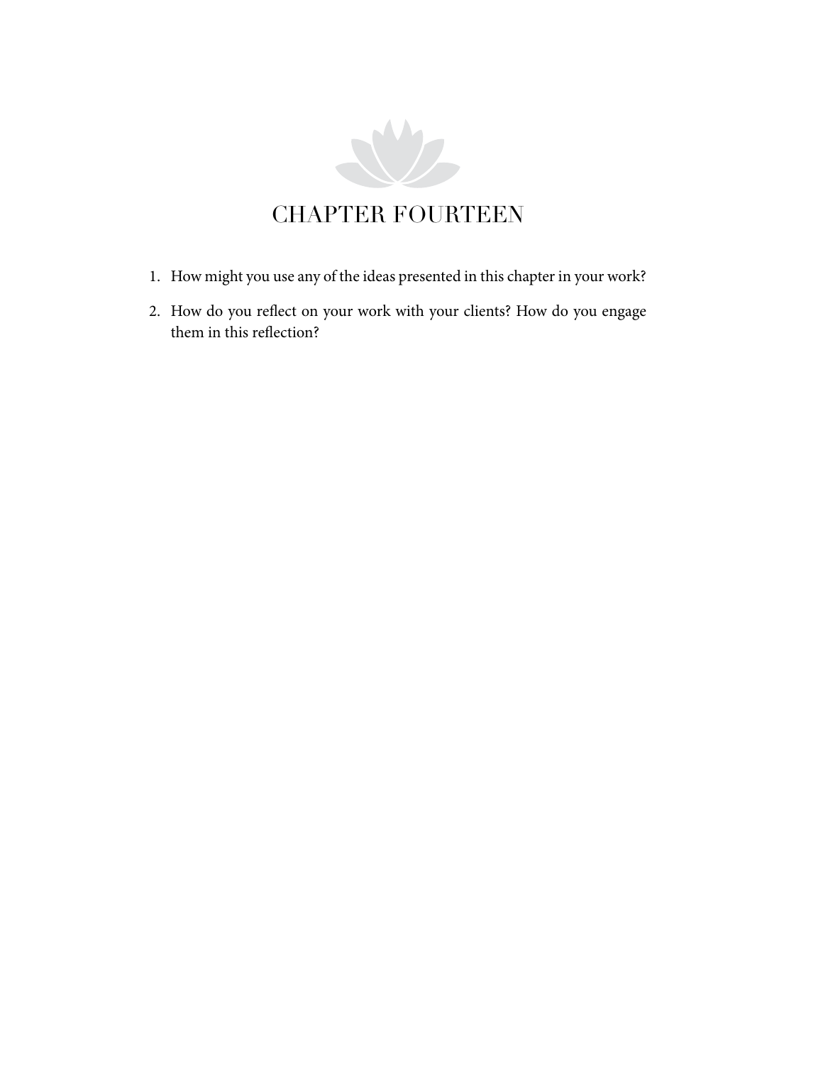# CHAPTER FOURTEEN

1. How might you use any of the ideas presented in this chapter in your work?
2. How do you reflect on your work with your clients? How do you engage them in this reflection?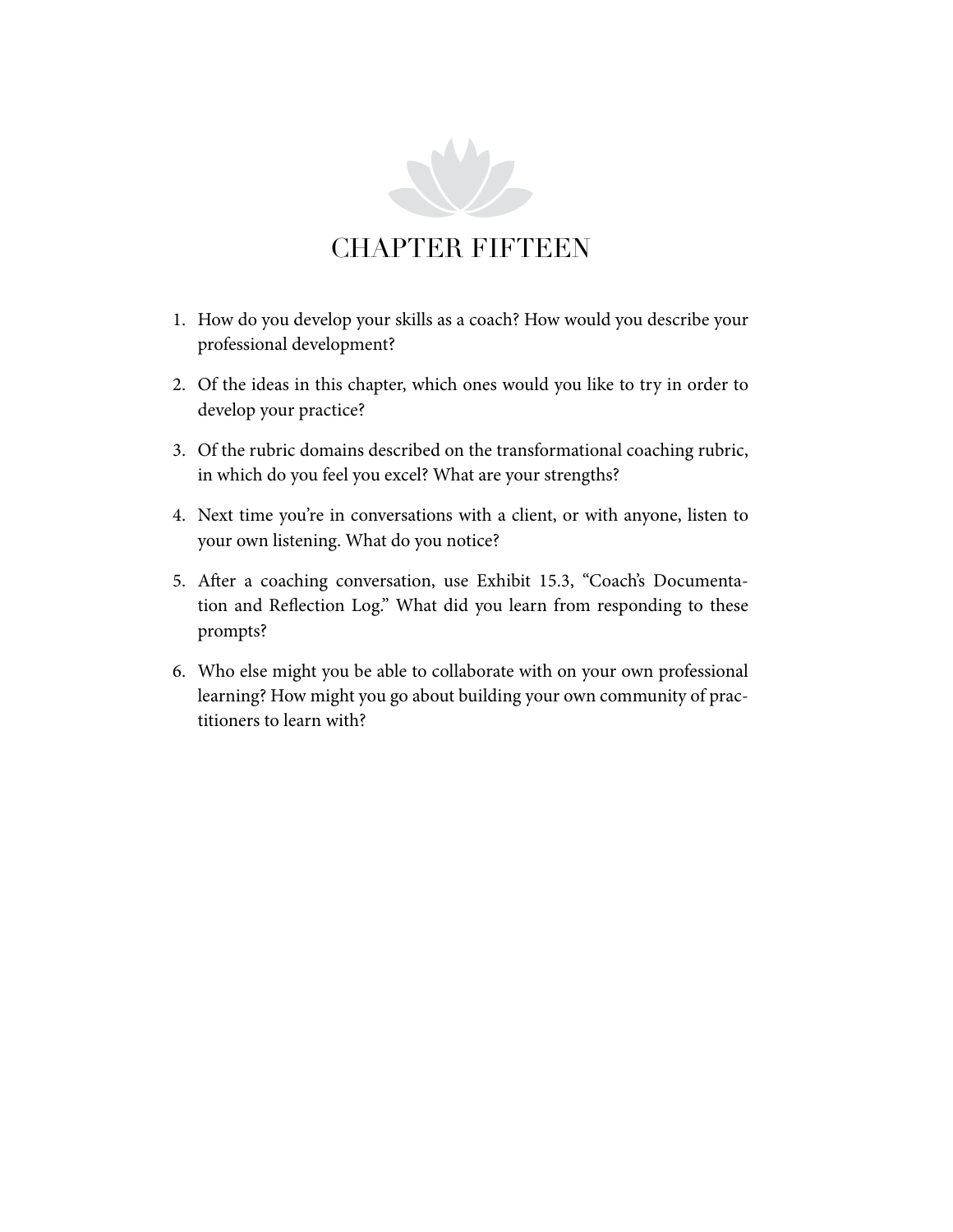# CHAPTER FIFTEEN

1. How do you develop your skills as a coach? How would you describe your professional development?
2. Of the ideas in this chapter, which ones would you like to try in order to develop your practice?
3. Of the rubric domains described on the transformational coaching rubric, in which do you feel you excel? What are your strengths?
4. Next time you're in conversations with a client, or with anyone, listen to your own listening. What do you notice?
5. After a coaching conversation, use Exhibit 15.3, "Coach's Documentation and Reflection Log." What did you learn from responding to these prompts?
6. Who else might you be able to collaborate with on your own professional learning? How might you go about building your own community of practitioners to learn with?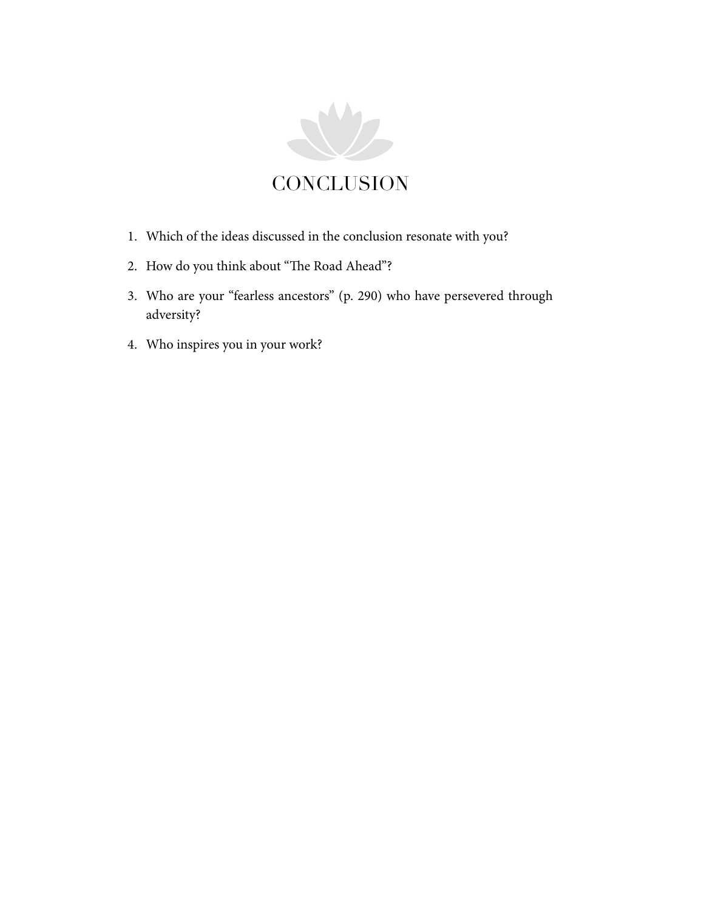# CONCLUSION

1. Which of the ideas discussed in the conclusion resonate with you?
2. How do you think about "The Road Ahead"?
3. Who are your "fearless ancestors" (p. 290) who have persevered through adversity?
4. Who inspires you in your work?